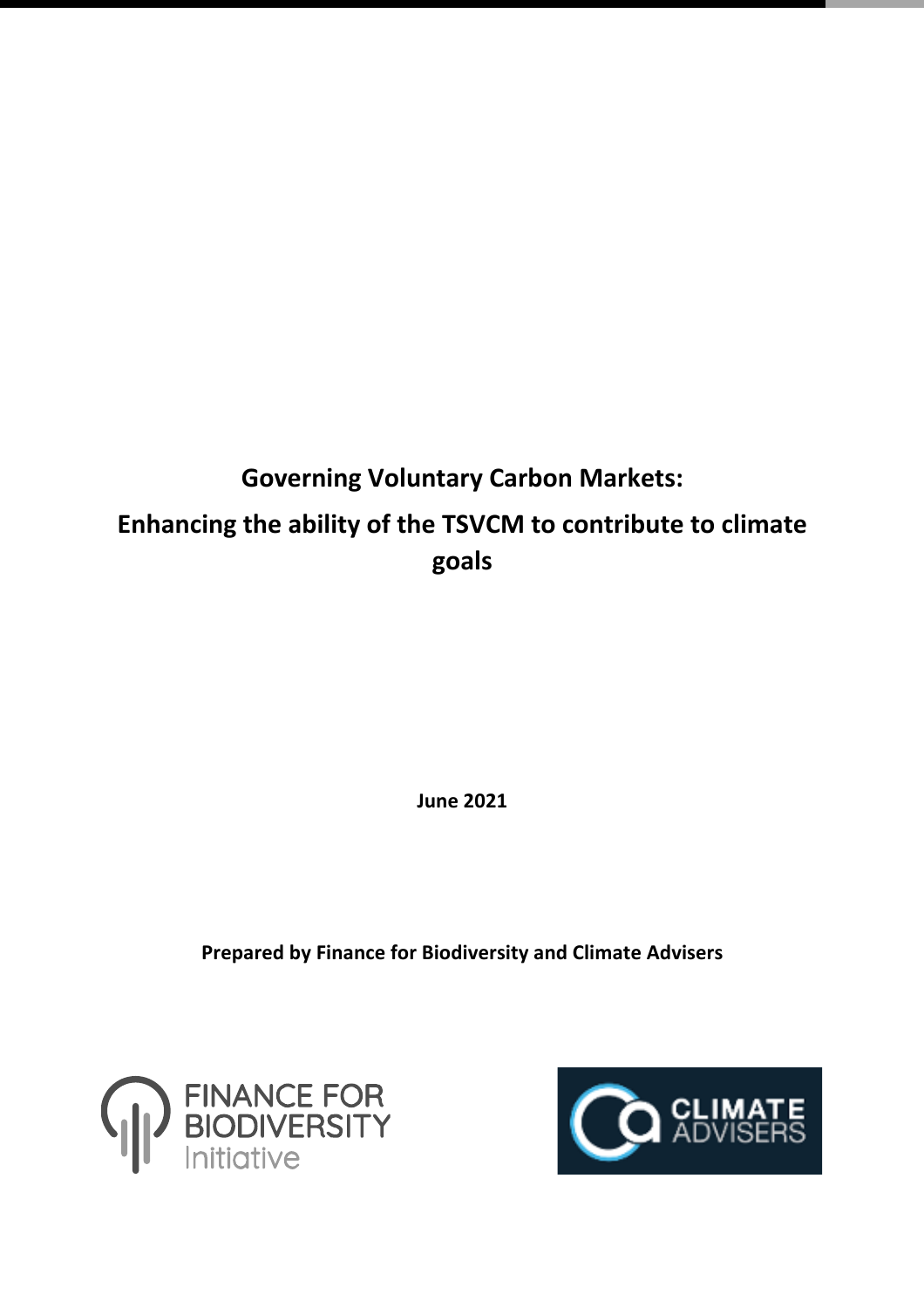# Governing Voluntary Carbon Markets:

# Enhancing the ability of the TSVCM to contribute to climate goals

**June 2021**

**Prepared by Finance for Biodiversity and Climate Advisers**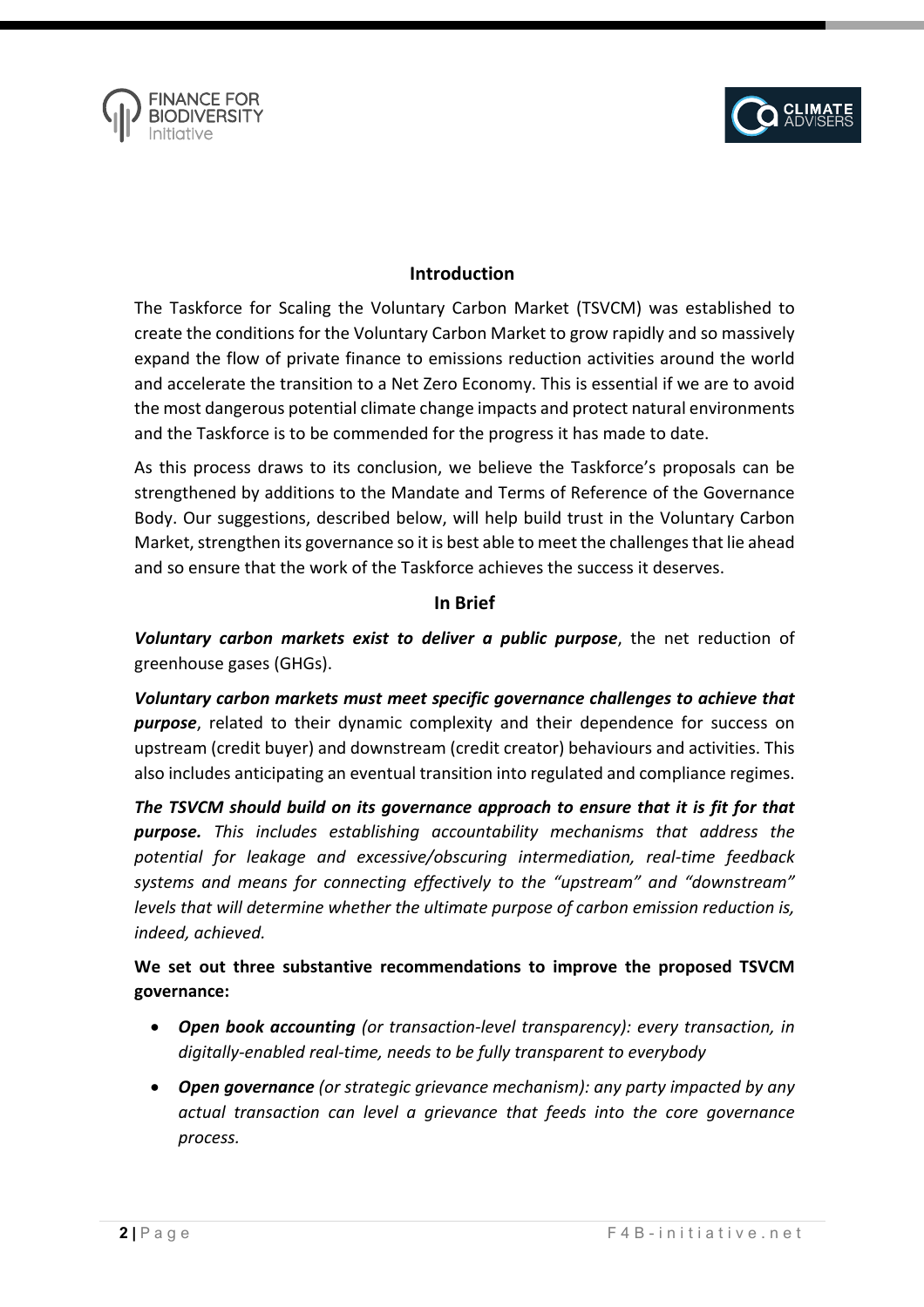## Introduction

The Taskforce for Scaling the Voluntary Carbon Market (TSVCM) was established to create the conditions for the Voluntary Carbon Market to grow rapidly and so massively expand the flow of private finance to emissions reduction activities around the world and accelerate the transition to a Net Zero Economy. This is essential if we are to avoid the most dangerous potential climate change impacts and protect natural environments and the Taskforce is to be commended for the progress it has made to date.

As this process draws to its conclusion, we believe the Taskforce's proposals can be strengthened by additions to the Mandate and Terms of Reference of the Governance Body. Our suggestions, described below, will help build trust in the Voluntary Carbon Market, strengthen its governance so it is best able to meet the challenges that lie ahead and so ensure that the work of the Taskforce achieves the success it deserves.

## In Brief

***Voluntary carbon markets exist to deliver a public purpose***, the net reduction of greenhouse gases (GHGs).

***Voluntary carbon markets must meet specific governance challenges to achieve that purpose***, related to their dynamic complexity and their dependence for success on upstream (credit buyer) and downstream (credit creator) behaviours and activities. This also includes anticipating an eventual transition into regulated and compliance regimes.

***The TSVCM should build on its governance approach to ensure that it is fit for that purpose.*** *This includes establishing accountability mechanisms that address the potential for leakage and excessive/obscuring intermediation, real-time feedback systems and means for connecting effectively to the "upstream" and "downstream" levels that will determine whether the ultimate purpose of carbon emission reduction is, indeed, achieved.*

**We set out three substantive recommendations to improve the proposed TSVCM governance:**

- ***Open book accounting*** *(or transaction-level transparency): every transaction, in digitally-enabled real-time, needs to be fully transparent to everybody*
- ***Open governance*** *(or strategic grievance mechanism): any party impacted by any actual transaction can level a grievance that feeds into the core governance process.*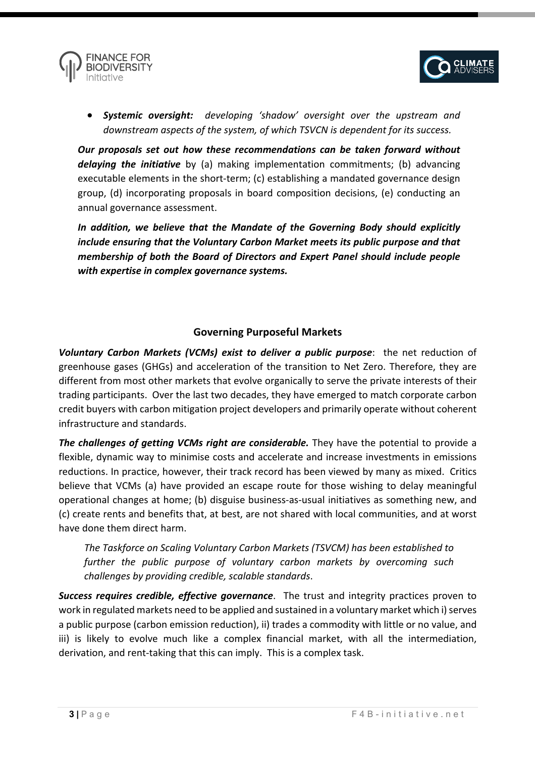- ***Systemic oversight:*** *developing 'shadow' oversight over the upstream and downstream aspects of the system, of which TSVCN is dependent for its success.*

***Our proposals set out how these recommendations can be taken forward without delaying the initiative*** by (a) making implementation commitments; (b) advancing executable elements in the short-term; (c) establishing a mandated governance design group, (d) incorporating proposals in board composition decisions, (e) conducting an annual governance assessment.

***In addition, we believe that the Mandate of the Governing Body should explicitly include ensuring that the Voluntary Carbon Market meets its public purpose and that membership of both the Board of Directors and Expert Panel should include people with expertise in complex governance systems.***

## Governing Purposeful Markets

***Voluntary Carbon Markets (VCMs) exist to deliver a public purpose***: the net reduction of greenhouse gases (GHGs) and acceleration of the transition to Net Zero. Therefore, they are different from most other markets that evolve organically to serve the private interests of their trading participants. Over the last two decades, they have emerged to match corporate carbon credit buyers with carbon mitigation project developers and primarily operate without coherent infrastructure and standards.

***The challenges of getting VCMs right are considerable.*** They have the potential to provide a flexible, dynamic way to minimise costs and accelerate and increase investments in emissions reductions. In practice, however, their track record has been viewed by many as mixed. Critics believe that VCMs (a) have provided an escape route for those wishing to delay meaningful operational changes at home; (b) disguise business-as-usual initiatives as something new, and (c) create rents and benefits that, at best, are not shared with local communities, and at worst have done them direct harm.

> *The Taskforce on Scaling Voluntary Carbon Markets (TSVCM) has been established to further the public purpose of voluntary carbon markets by overcoming such challenges by providing credible, scalable standards.*

***Success requires credible, effective governance***. The trust and integrity practices proven to work in regulated markets need to be applied and sustained in a voluntary market which i) serves a public purpose (carbon emission reduction), ii) trades a commodity with little or no value, and iii) is likely to evolve much like a complex financial market, with all the intermediation, derivation, and rent-taking that this can imply. This is a complex task.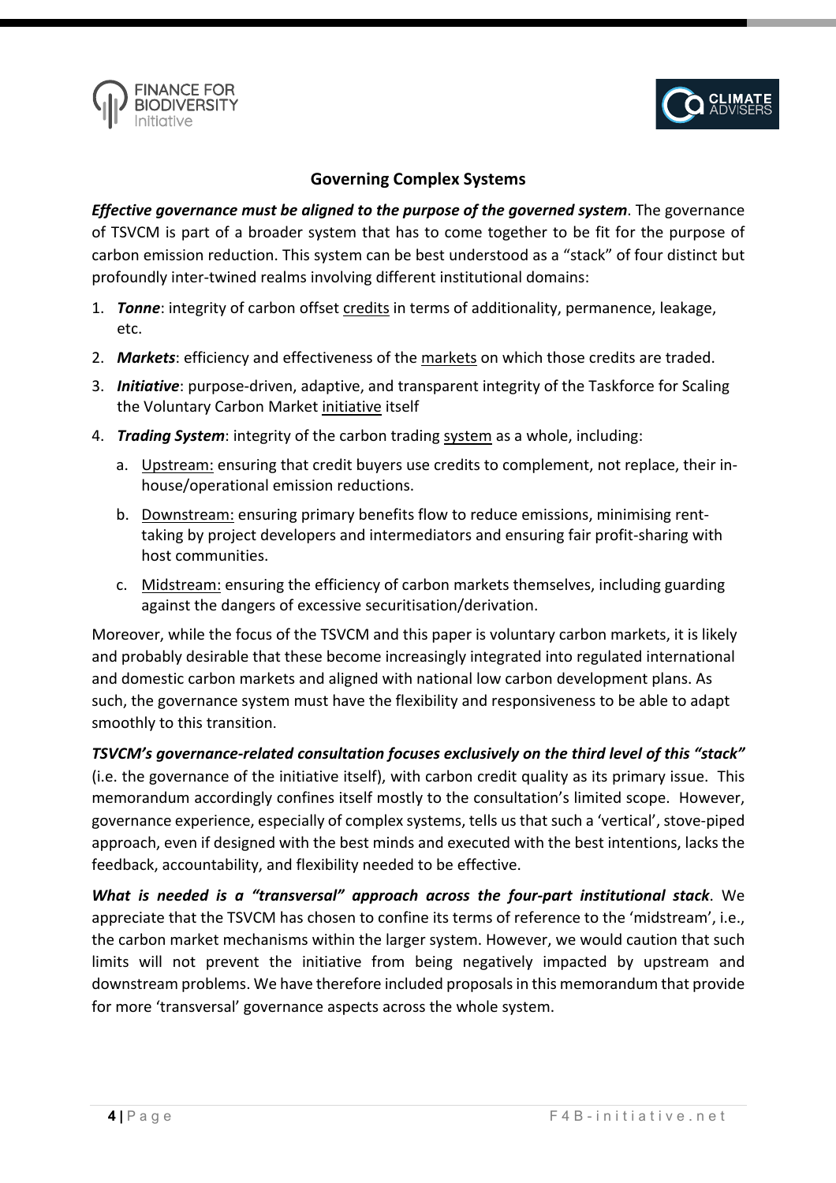## Governing Complex Systems

***Effective governance must be aligned to the purpose of the governed system***. The governance of TSVCM is part of a broader system that has to come together to be fit for the purpose of carbon emission reduction. This system can be best understood as a "stack" of four distinct but profoundly inter-twined realms involving different institutional domains:

1. ***Tonne***: integrity of carbon offset <u>credits</u> in terms of additionality, permanence, leakage, etc.
2. ***Markets***: efficiency and effectiveness of the <u>markets</u> on which those credits are traded.
3. ***Initiative***: purpose-driven, adaptive, and transparent integrity of the Taskforce for Scaling the Voluntary Carbon Market <u>initiative</u> itself
4. ***Trading System***: integrity of the carbon trading <u>system</u> as a whole, including:
   a. <u>Upstream:</u> ensuring that credit buyers use credits to complement, not replace, their in-house/operational emission reductions.
   b. <u>Downstream:</u> ensuring primary benefits flow to reduce emissions, minimising rent-taking by project developers and intermediators and ensuring fair profit-sharing with host communities.
   c. <u>Midstream:</u> ensuring the efficiency of carbon markets themselves, including guarding against the dangers of excessive securitisation/derivation.

Moreover, while the focus of the TSVCM and this paper is voluntary carbon markets, it is likely and probably desirable that these become increasingly integrated into regulated international and domestic carbon markets and aligned with national low carbon development plans. As such, the governance system must have the flexibility and responsiveness to be able to adapt smoothly to this transition.

***TSVCM's governance-related consultation focuses exclusively on the third level of this "stack"*** (i.e. the governance of the initiative itself), with carbon credit quality as its primary issue. This memorandum accordingly confines itself mostly to the consultation's limited scope. However, governance experience, especially of complex systems, tells us that such a 'vertical', stove-piped approach, even if designed with the best minds and executed with the best intentions, lacks the feedback, accountability, and flexibility needed to be effective.

***What is needed is a "transversal" approach across the four-part institutional stack***. We appreciate that the TSVCM has chosen to confine its terms of reference to the 'midstream', i.e., the carbon market mechanisms within the larger system. However, we would caution that such limits will not prevent the initiative from being negatively impacted by upstream and downstream problems. We have therefore included proposals in this memorandum that provide for more 'transversal' governance aspects across the whole system.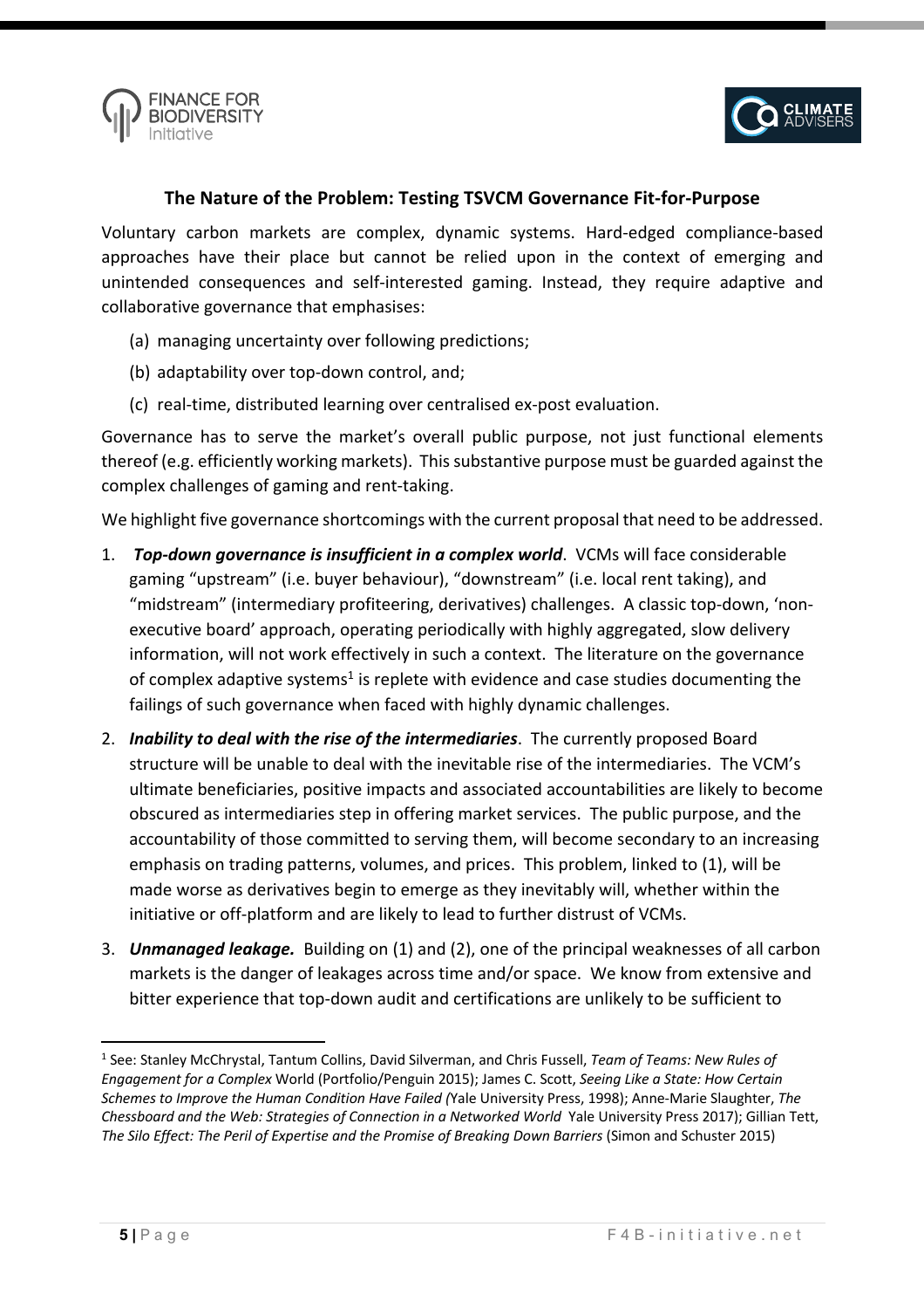## The Nature of the Problem: Testing TSVCM Governance Fit-for-Purpose

Voluntary carbon markets are complex, dynamic systems. Hard-edged compliance-based approaches have their place but cannot be relied upon in the context of emerging and unintended consequences and self-interested gaming. Instead, they require adaptive and collaborative governance that emphasises:

(a) managing uncertainty over following predictions;

(b) adaptability over top-down control, and;

(c) real-time, distributed learning over centralised ex-post evaluation.

Governance has to serve the market's overall public purpose, not just functional elements thereof (e.g. efficiently working markets). This substantive purpose must be guarded against the complex challenges of gaming and rent-taking.

We highlight five governance shortcomings with the current proposal that need to be addressed.

1. ***Top-down governance is insufficient in a complex world***. VCMs will face considerable gaming "upstream" (i.e. buyer behaviour), "downstream" (i.e. local rent taking), and "midstream" (intermediary profiteering, derivatives) challenges. A classic top-down, 'non-executive board' approach, operating periodically with highly aggregated, slow delivery information, will not work effectively in such a context. The literature on the governance of complex adaptive systems[1] is replete with evidence and case studies documenting the failings of such governance when faced with highly dynamic challenges.
2. ***Inability to deal with the rise of the intermediaries***. The currently proposed Board structure will be unable to deal with the inevitable rise of the intermediaries. The VCM's ultimate beneficiaries, positive impacts and associated accountabilities are likely to become obscured as intermediaries step in offering market services. The public purpose, and the accountability of those committed to serving them, will become secondary to an increasing emphasis on trading patterns, volumes, and prices. This problem, linked to (1), will be made worse as derivatives begin to emerge as they inevitably will, whether within the initiative or off-platform and are likely to lead to further distrust of VCMs.
3. ***Unmanaged leakage.*** Building on (1) and (2), one of the principal weaknesses of all carbon markets is the danger of leakages across time and/or space. We know from extensive and bitter experience that top-down audit and certifications are unlikely to be sufficient to

---

[1] See: Stanley McChrystal, Tantum Collins, David Silverman, and Chris Fussell, *Team of Teams: New Rules of Engagement for a Complex* World (Portfolio/Penguin 2015); James C. Scott, *Seeing Like a State: How Certain Schemes to Improve the Human Condition Have Failed (*Yale University Press, 1998); Anne-Marie Slaughter, *The Chessboard and the Web: Strategies of Connection in a Networked World* Yale University Press 2017); Gillian Tett, *The Silo Effect: The Peril of Expertise and the Promise of Breaking Down Barriers* (Simon and Schuster 2015)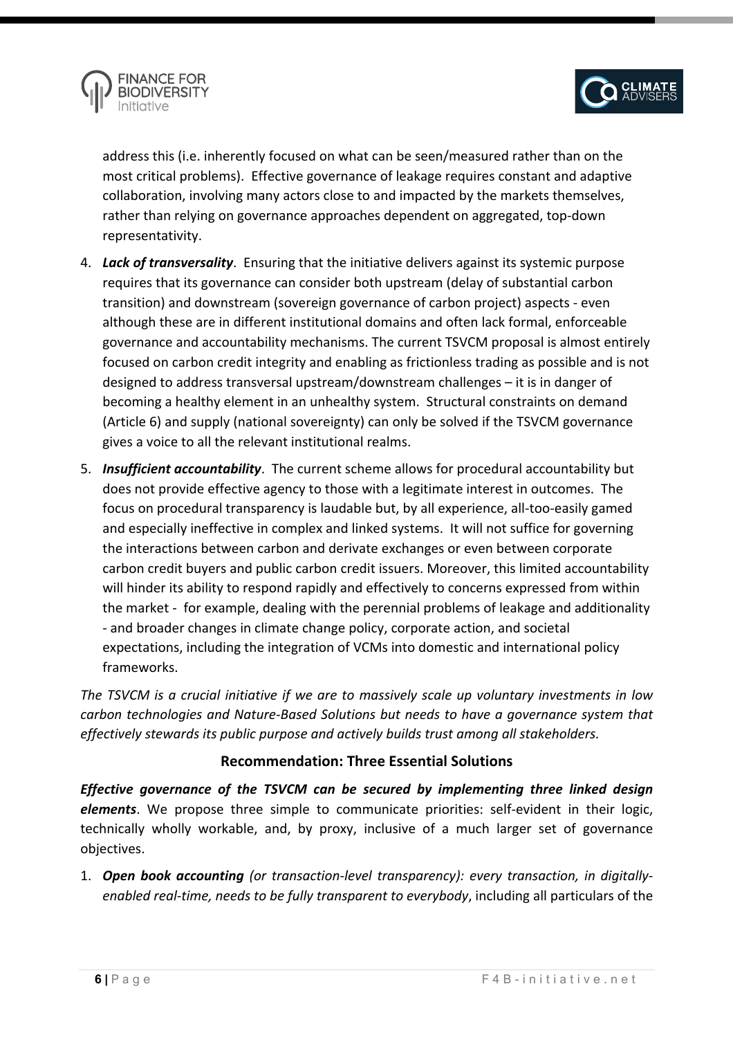address this (i.e. inherently focused on what can be seen/measured rather than on the most critical problems). Effective governance of leakage requires constant and adaptive collaboration, involving many actors close to and impacted by the markets themselves, rather than relying on governance approaches dependent on aggregated, top-down representativity.

4. ***Lack of transversality***. Ensuring that the initiative delivers against its systemic purpose requires that its governance can consider both upstream (delay of substantial carbon transition) and downstream (sovereign governance of carbon project) aspects - even although these are in different institutional domains and often lack formal, enforceable governance and accountability mechanisms. The current TSVCM proposal is almost entirely focused on carbon credit integrity and enabling as frictionless trading as possible and is not designed to address transversal upstream/downstream challenges – it is in danger of becoming a healthy element in an unhealthy system. Structural constraints on demand (Article 6) and supply (national sovereignty) can only be solved if the TSVCM governance gives a voice to all the relevant institutional realms.
5. ***Insufficient accountability***. The current scheme allows for procedural accountability but does not provide effective agency to those with a legitimate interest in outcomes. The focus on procedural transparency is laudable but, by all experience, all-too-easily gamed and especially ineffective in complex and linked systems. It will not suffice for governing the interactions between carbon and derivate exchanges or even between corporate carbon credit buyers and public carbon credit issuers. Moreover, this limited accountability will hinder its ability to respond rapidly and effectively to concerns expressed from within the market - for example, dealing with the perennial problems of leakage and additionality - and broader changes in climate change policy, corporate action, and societal expectations, including the integration of VCMs into domestic and international policy frameworks.

*The TSVCM is a crucial initiative if we are to massively scale up voluntary investments in low carbon technologies and Nature-Based Solutions but needs to have a governance system that effectively stewards its public purpose and actively builds trust among all stakeholders.*

## Recommendation: Three Essential Solutions

***Effective governance of the TSVCM can be secured by implementing three linked design elements***. We propose three simple to communicate priorities: self-evident in their logic, technically wholly workable, and, by proxy, inclusive of a much larger set of governance objectives.

1. ***Open book accounting*** *(or transaction-level transparency): every transaction, in digitally-enabled real-time, needs to be fully transparent to everybody*, including all particulars of the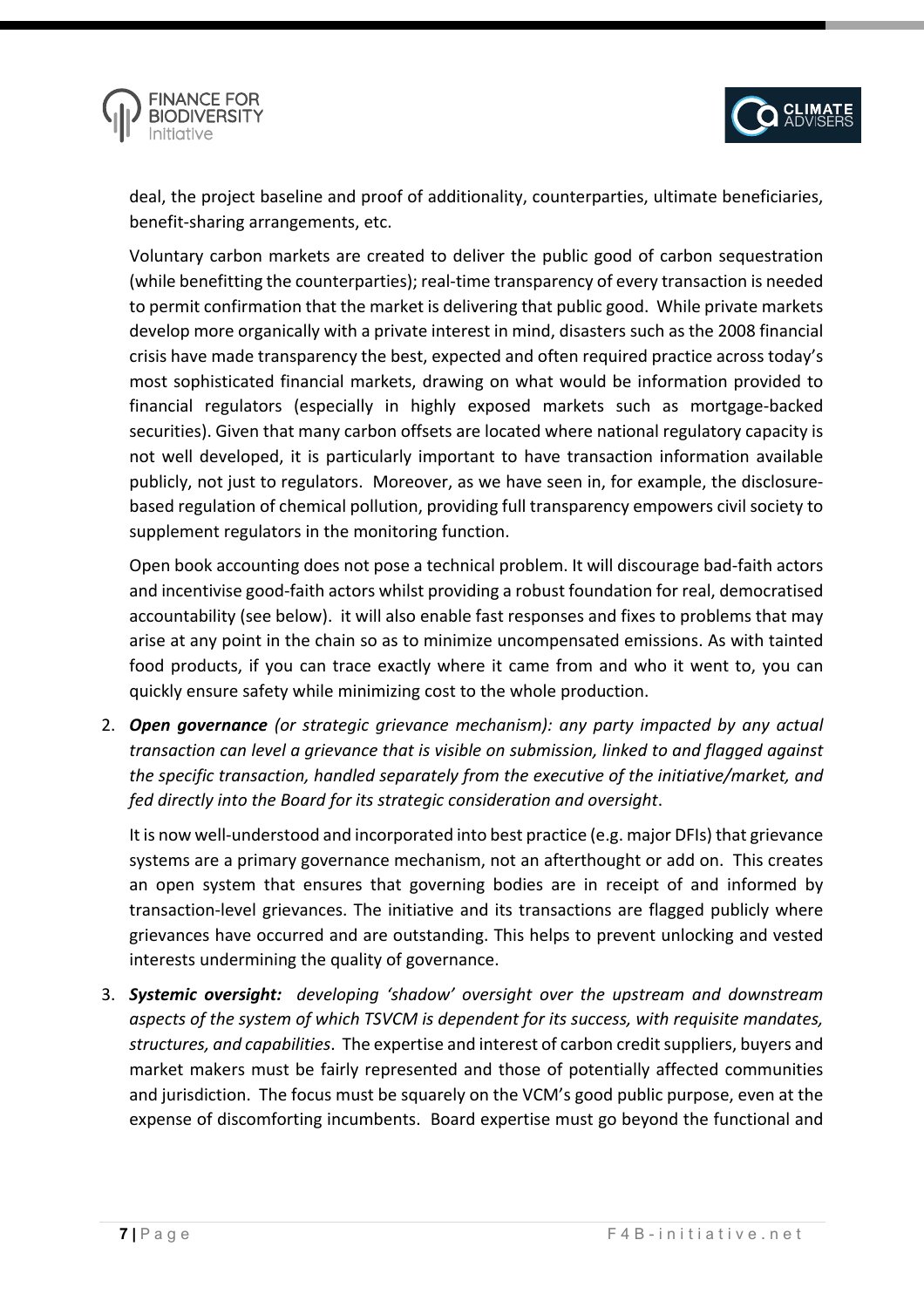deal, the project baseline and proof of additionality, counterparties, ultimate beneficiaries, benefit-sharing arrangements, etc.

Voluntary carbon markets are created to deliver the public good of carbon sequestration (while benefitting the counterparties); real-time transparency of every transaction is needed to permit confirmation that the market is delivering that public good. While private markets develop more organically with a private interest in mind, disasters such as the 2008 financial crisis have made transparency the best, expected and often required practice across today's most sophisticated financial markets, drawing on what would be information provided to financial regulators (especially in highly exposed markets such as mortgage-backed securities). Given that many carbon offsets are located where national regulatory capacity is not well developed, it is particularly important to have transaction information available publicly, not just to regulators. Moreover, as we have seen in, for example, the disclosure-based regulation of chemical pollution, providing full transparency empowers civil society to supplement regulators in the monitoring function.

Open book accounting does not pose a technical problem. It will discourage bad-faith actors and incentivise good-faith actors whilst providing a robust foundation for real, democratised accountability (see below). it will also enable fast responses and fixes to problems that may arise at any point in the chain so as to minimize uncompensated emissions. As with tainted food products, if you can trace exactly where it came from and who it went to, you can quickly ensure safety while minimizing cost to the whole production.

2. ***Open governance*** *(or strategic grievance mechanism): any party impacted by any actual transaction can level a grievance that is visible on submission, linked to and flagged against the specific transaction, handled separately from the executive of the initiative/market, and fed directly into the Board for its strategic consideration and oversight*.

   It is now well-understood and incorporated into best practice (e.g. major DFIs) that grievance systems are a primary governance mechanism, not an afterthought or add on. This creates an open system that ensures that governing bodies are in receipt of and informed by transaction-level grievances. The initiative and its transactions are flagged publicly where grievances have occurred and are outstanding. This helps to prevent unlocking and vested interests undermining the quality of governance.

3. ***Systemic oversight:*** *developing 'shadow' oversight over the upstream and downstream aspects of the system of which TSVCM is dependent for its success, with requisite mandates, structures, and capabilities*. The expertise and interest of carbon credit suppliers, buyers and market makers must be fairly represented and those of potentially affected communities and jurisdiction. The focus must be squarely on the VCM's good public purpose, even at the expense of discomforting incumbents. Board expertise must go beyond the functional and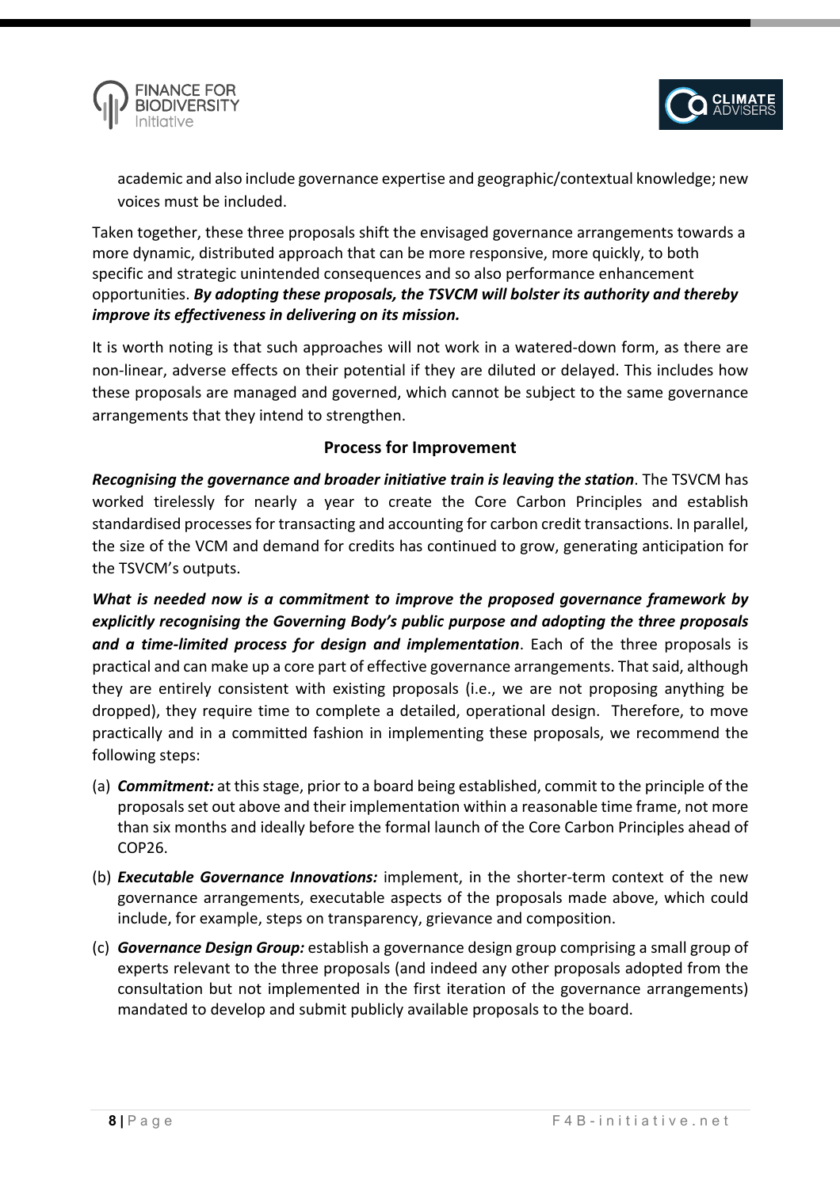academic and also include governance expertise and geographic/contextual knowledge; new voices must be included.

Taken together, these three proposals shift the envisaged governance arrangements towards a more dynamic, distributed approach that can be more responsive, more quickly, to both specific and strategic unintended consequences and so also performance enhancement opportunities. ***By adopting these proposals, the TSVCM will bolster its authority and thereby improve its effectiveness in delivering on its mission.***

It is worth noting is that such approaches will not work in a watered-down form, as there are non-linear, adverse effects on their potential if they are diluted or delayed. This includes how these proposals are managed and governed, which cannot be subject to the same governance arrangements that they intend to strengthen.

## Process for Improvement

***Recognising the governance and broader initiative train is leaving the station***. The TSVCM has worked tirelessly for nearly a year to create the Core Carbon Principles and establish standardised processes for transacting and accounting for carbon credit transactions. In parallel, the size of the VCM and demand for credits has continued to grow, generating anticipation for the TSVCM's outputs.

***What is needed now is a commitment to improve the proposed governance framework by explicitly recognising the Governing Body's public purpose and adopting the three proposals and a time-limited process for design and implementation***. Each of the three proposals is practical and can make up a core part of effective governance arrangements. That said, although they are entirely consistent with existing proposals (i.e., we are not proposing anything be dropped), they require time to complete a detailed, operational design. Therefore, to move practically and in a committed fashion in implementing these proposals, we recommend the following steps:

(a) ***Commitment:*** at this stage, prior to a board being established, commit to the principle of the proposals set out above and their implementation within a reasonable time frame, not more than six months and ideally before the formal launch of the Core Carbon Principles ahead of COP26.

(b) ***Executable Governance Innovations:*** implement, in the shorter-term context of the new governance arrangements, executable aspects of the proposals made above, which could include, for example, steps on transparency, grievance and composition.

(c) ***Governance Design Group:*** establish a governance design group comprising a small group of experts relevant to the three proposals (and indeed any other proposals adopted from the consultation but not implemented in the first iteration of the governance arrangements) mandated to develop and submit publicly available proposals to the board.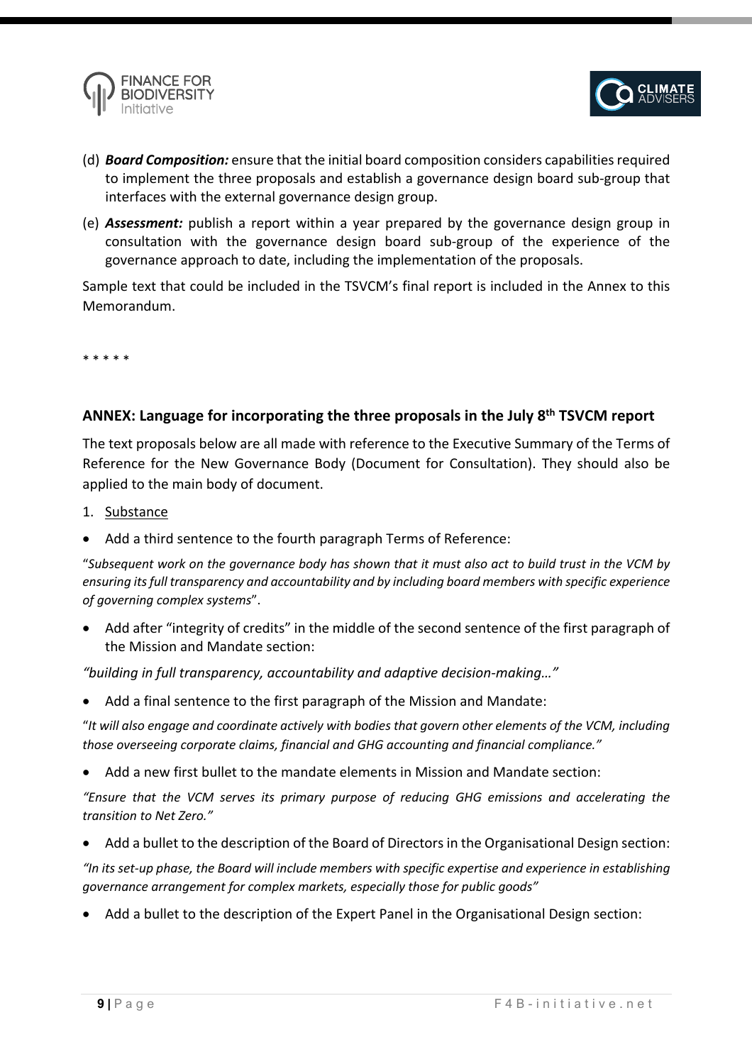(d) ***Board Composition:*** ensure that the initial board composition considers capabilities required to implement the three proposals and establish a governance design board sub-group that interfaces with the external governance design group.

(e) ***Assessment:*** publish a report within a year prepared by the governance design group in consultation with the governance design board sub-group of the experience of the governance approach to date, including the implementation of the proposals.

Sample text that could be included in the TSVCM's final report is included in the Annex to this Memorandum.

\* \* \* \* \*

## ANNEX: Language for incorporating the three proposals in the July 8th TSVCM report

The text proposals below are all made with reference to the Executive Summary of the Terms of Reference for the New Governance Body (Document for Consultation). They should also be applied to the main body of document.

1. Substance

- Add a third sentence to the fourth paragraph Terms of Reference:

"*Subsequent work on the governance body has shown that it must also act to build trust in the VCM by ensuring its full transparency and accountability and by including board members with specific experience of governing complex systems*".

- Add after "integrity of credits" in the middle of the second sentence of the first paragraph of the Mission and Mandate section:

*"building in full transparency, accountability and adaptive decision-making…"*

- Add a final sentence to the first paragraph of the Mission and Mandate:

"*It will also engage and coordinate actively with bodies that govern other elements of the VCM, including those overseeing corporate claims, financial and GHG accounting and financial compliance."*

- Add a new first bullet to the mandate elements in Mission and Mandate section:

*"Ensure that the VCM serves its primary purpose of reducing GHG emissions and accelerating the transition to Net Zero."*

- Add a bullet to the description of the Board of Directors in the Organisational Design section:

*"In its set-up phase, the Board will include members with specific expertise and experience in establishing governance arrangement for complex markets, especially those for public goods"*

- Add a bullet to the description of the Expert Panel in the Organisational Design section: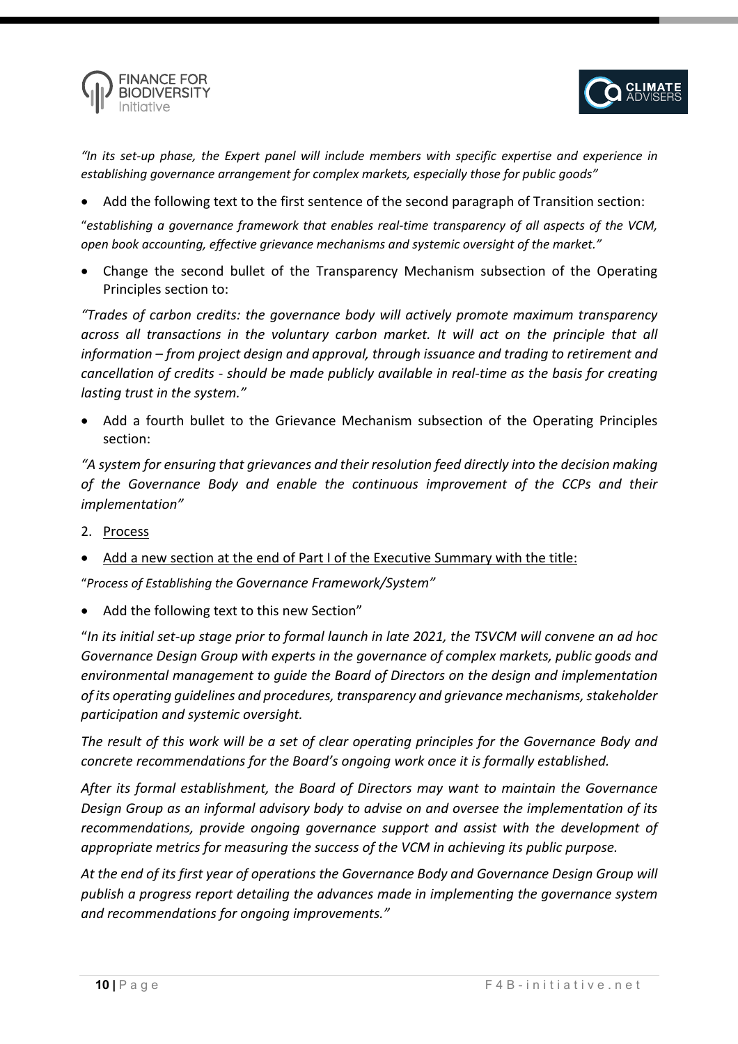*"In its set-up phase, the Expert panel will include members with specific expertise and experience in establishing governance arrangement for complex markets, especially those for public goods"*

- Add the following text to the first sentence of the second paragraph of Transition section:

"*establishing a governance framework that enables real-time transparency of all aspects of the VCM, open book accounting, effective grievance mechanisms and systemic oversight of the market."*

- Change the second bullet of the Transparency Mechanism subsection of the Operating Principles section to:

*"Trades of carbon credits: the governance body will actively promote maximum transparency across all transactions in the voluntary carbon market. It will act on the principle that all information – from project design and approval, through issuance and trading to retirement and cancellation of credits - should be made publicly available in real-time as the basis for creating lasting trust in the system."*

- Add a fourth bullet to the Grievance Mechanism subsection of the Operating Principles section:

*"A system for ensuring that grievances and their resolution feed directly into the decision making of the Governance Body and enable the continuous improvement of the CCPs and their implementation"*

2. Process

- Add a new section at the end of Part I of the Executive Summary with the title:

"*Process of Establishing the Governance Framework/System"*

- Add the following text to this new Section"

"*In its initial set-up stage prior to formal launch in late 2021, the TSVCM will convene an ad hoc Governance Design Group with experts in the governance of complex markets, public goods and environmental management to guide the Board of Directors on the design and implementation of its operating guidelines and procedures, transparency and grievance mechanisms, stakeholder participation and systemic oversight.*

*The result of this work will be a set of clear operating principles for the Governance Body and concrete recommendations for the Board's ongoing work once it is formally established.*

*After its formal establishment, the Board of Directors may want to maintain the Governance Design Group as an informal advisory body to advise on and oversee the implementation of its recommendations, provide ongoing governance support and assist with the development of appropriate metrics for measuring the success of the VCM in achieving its public purpose.*

*At the end of its first year of operations the Governance Body and Governance Design Group will publish a progress report detailing the advances made in implementing the governance system and recommendations for ongoing improvements."*